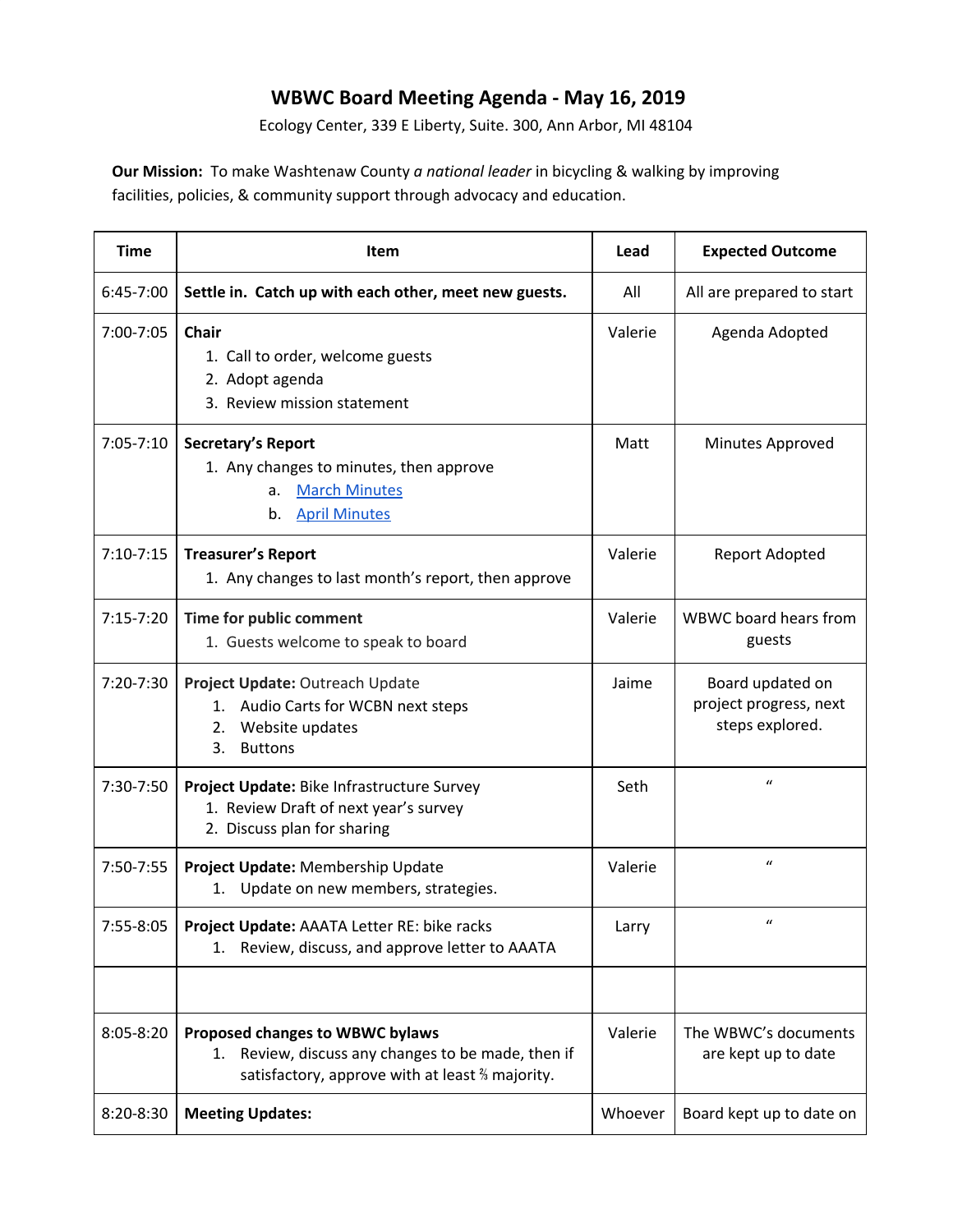# WBWC Board Meeting Agenda - May 16, 2019

Ecology Center, 339 E Liberty, Suite. 300, Ann Arbor, MI 48104

**Our Mission:** To make Washtenaw County *a national leader* in bicycling & walking by improving facilities, policies, & community support through advocacy and education.

| Time | Item | Lead | Expected Outcome |
|---|---|---|---|
| 6:45-7:00 | **Settle in. Catch up with each other, meet new guests.** | All | All are prepared to start |
| 7:00-7:05 | **Chair**<br>1. Call to order, welcome guests<br>2. Adopt agenda<br>3. Review mission statement | Valerie | Agenda Adopted |
| 7:05-7:10 | **Secretary's Report**<br>1. Any changes to minutes, then approve<br>a. March Minutes<br>b. April Minutes | Matt | Minutes Approved |
| 7:10-7:15 | **Treasurer's Report**<br>1. Any changes to last month's report, then approve | Valerie | Report Adopted |
| 7:15-7:20 | **Time for public comment**<br>1. Guests welcome to speak to board | Valerie | WBWC board hears from guests |
| 7:20-7:30 | **Project Update:** Outreach Update<br>1. Audio Carts for WCBN next steps<br>2. Website updates<br>3. Buttons | Jaime | Board updated on project progress, next steps explored. |
| 7:30-7:50 | **Project Update:** Bike Infrastructure Survey<br>1. Review Draft of next year's survey<br>2. Discuss plan for sharing | Seth | " |
| 7:50-7:55 | **Project Update:** Membership Update<br>1. Update on new members, strategies. | Valerie | " |
| 7:55-8:05 | **Project Update:** AAATA Letter RE: bike racks<br>1. Review, discuss, and approve letter to AAATA | Larry | " |
| | | | |
| 8:05-8:20 | **Proposed changes to WBWC bylaws**<br>1. Review, discuss any changes to be made, then if satisfactory, approve with at least ⅔ majority. | Valerie | The WBWC's documents are kept up to date |
| 8:20-8:30 | **Meeting Updates:** | Whoever | Board kept up to date on |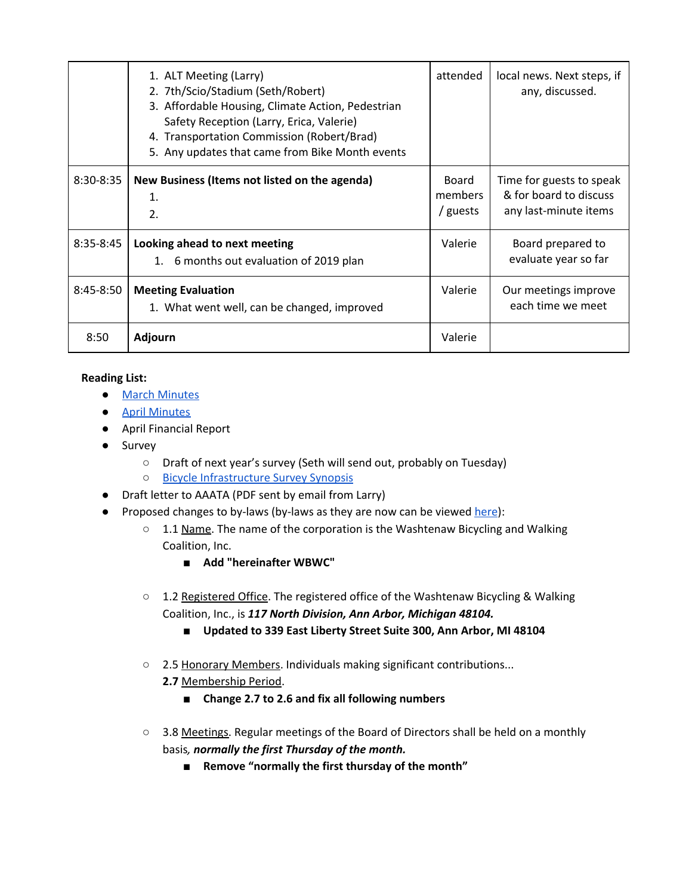| | | | |
|---|---|---|---|
| | 1. ALT Meeting (Larry)<br>2. 7th/Scio/Stadium (Seth/Robert)<br>3. Affordable Housing, Climate Action, Pedestrian Safety Reception (Larry, Erica, Valerie)<br>4. Transportation Commission (Robert/Brad)<br>5. Any updates that came from Bike Month events | attended | local news. Next steps, if any, discussed. |
| 8:30-8:35 | **New Business (Items not listed on the agenda)**<br>1.<br>2. | Board members / guests | Time for guests to speak & for board to discuss any last-minute items |
| 8:35-8:45 | **Looking ahead to next meeting**<br>1. 6 months out evaluation of 2019 plan | Valerie | Board prepared to evaluate year so far |
| 8:45-8:50 | **Meeting Evaluation**<br>1. What went well, can be changed, improved | Valerie | Our meetings improve each time we meet |
| 8:50 | **Adjourn** | Valerie | |

**Reading List:**

- March Minutes
- April Minutes
- April Financial Report
- Survey
  - Draft of next year's survey (Seth will send out, probably on Tuesday)
  - Bicycle Infrastructure Survey Synopsis
- Draft letter to AAATA (PDF sent by email from Larry)
- Proposed changes to by-laws (by-laws as they are now can be viewed here):
  - 1.1 Name. The name of the corporation is the Washtenaw Bicycling and Walking Coalition, Inc.
    - **Add "hereinafter WBWC"**
  - 1.2 Registered Office. The registered office of the Washtenaw Bicycling & Walking Coalition, Inc., is ***117 North Division, Ann Arbor, Michigan 48104.***
    - **Updated to 339 East Liberty Street Suite 300, Ann Arbor, MI 48104**
  - 2.5 Honorary Members. Individuals making significant contributions...
    **2.7** Membership Period.
    - **Change 2.7 to 2.6 and fix all following numbers**
  - 3.8 Meetings. Regular meetings of the Board of Directors shall be held on a monthly basis*, **normally the first Thursday of the month.***
    - **Remove "normally the first thursday of the month"**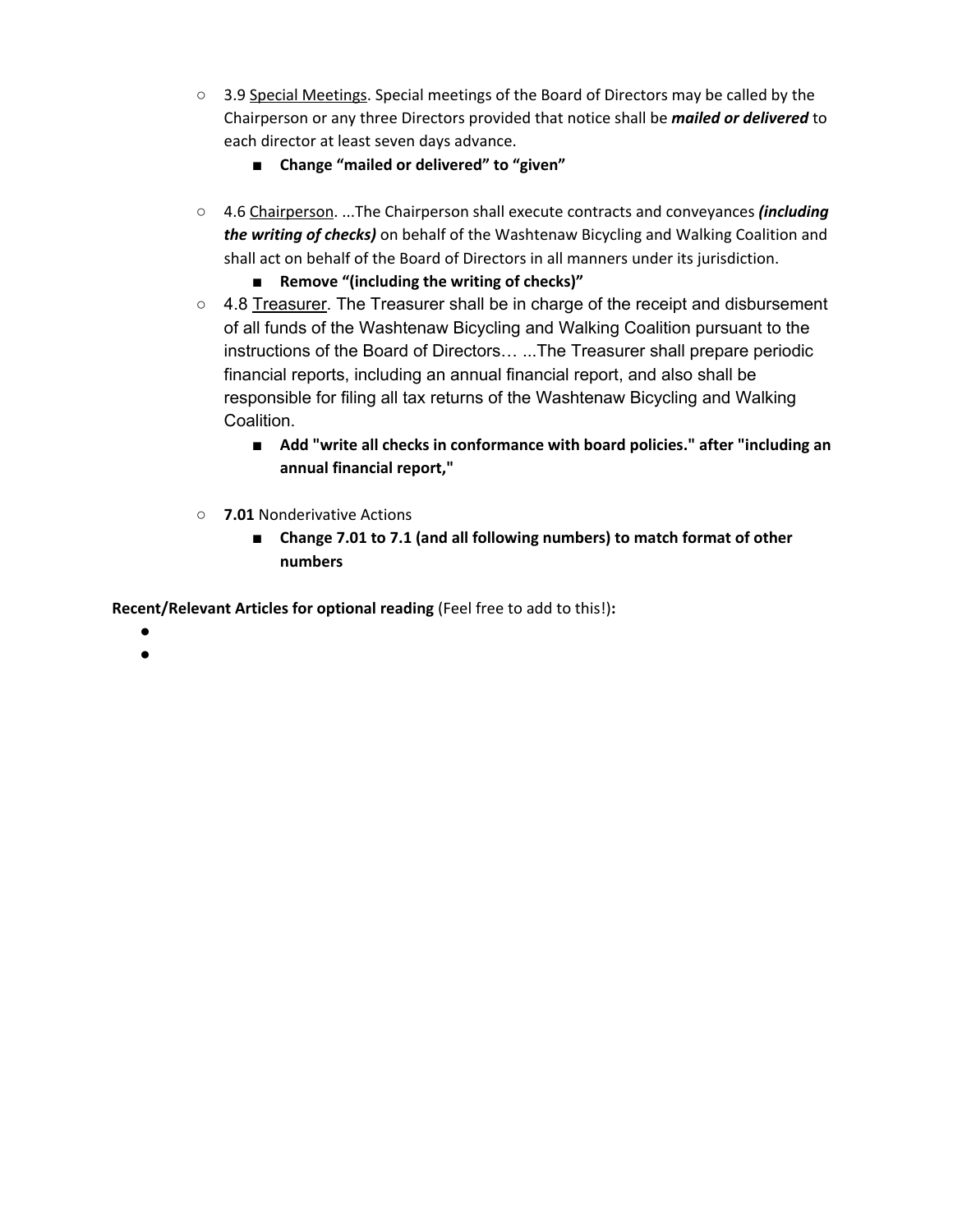- 3.9 Special Meetings. Special meetings of the Board of Directors may be called by the Chairperson or any three Directors provided that notice shall be ***mailed or delivered*** to each director at least seven days advance.
    - **Change "mailed or delivered" to "given"**
- 4.6 Chairperson. ...The Chairperson shall execute contracts and conveyances ***(including the writing of checks)*** on behalf of the Washtenaw Bicycling and Walking Coalition and shall act on behalf of the Board of Directors in all manners under its jurisdiction.
    - **Remove "(including the writing of checks)"**
- 4.8 Treasurer. The Treasurer shall be in charge of the receipt and disbursement of all funds of the Washtenaw Bicycling and Walking Coalition pursuant to the instructions of the Board of Directors… ...The Treasurer shall prepare periodic financial reports, including an annual financial report, and also shall be responsible for filing all tax returns of the Washtenaw Bicycling and Walking Coalition.
    - **Add "write all checks in conformance with board policies." after "including an annual financial report,"**
- **7.01** Nonderivative Actions
    - **Change 7.01 to 7.1 (and all following numbers) to match format of other numbers**

**Recent/Relevant Articles for optional reading** (Feel free to add to this!)**:**

- 
-